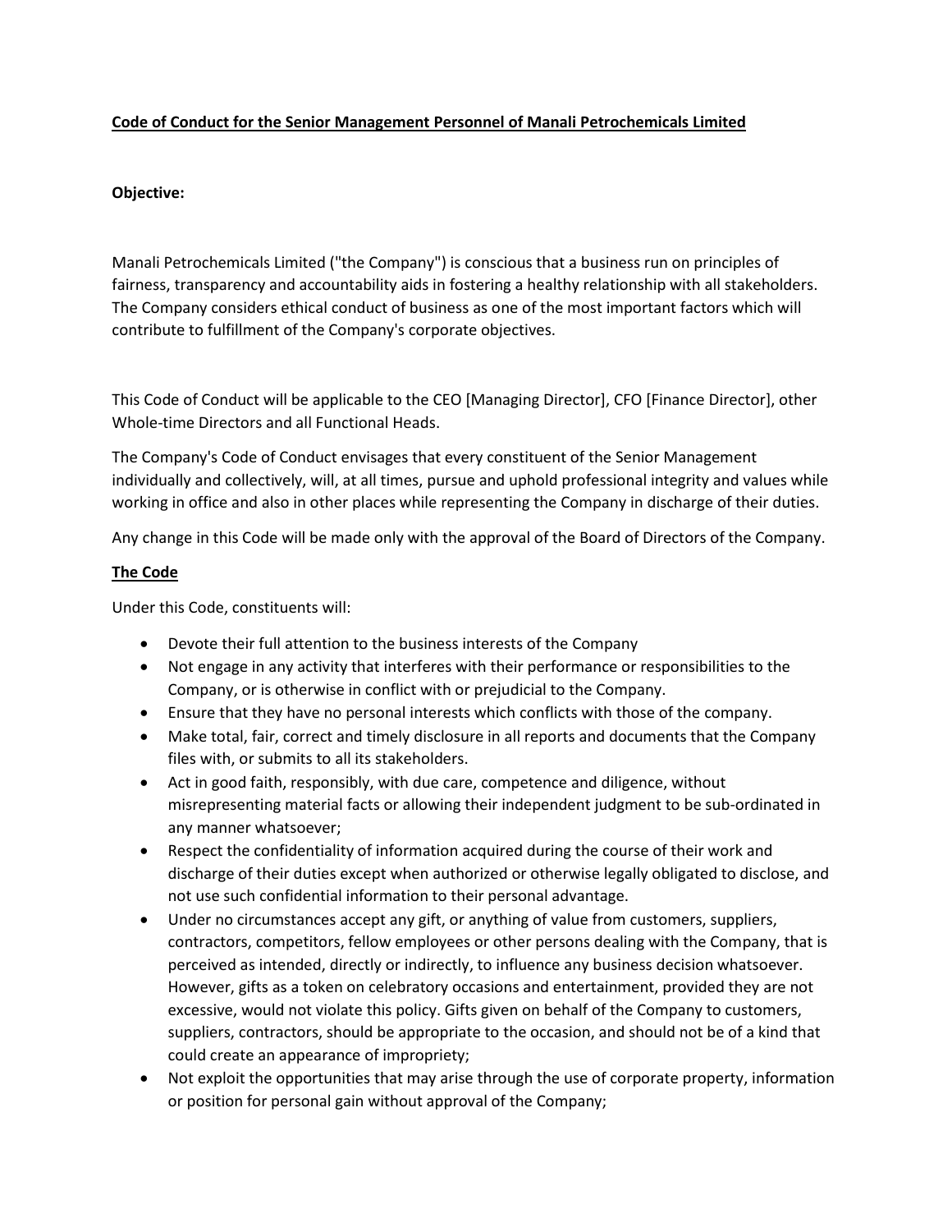**Code of Conduct for the Senior Management Personnel of Manali Petrochemicals Limited**

**Objective:**

Manali Petrochemicals Limited ("the Company") is conscious that a business run on principles of fairness, transparency and accountability aids in fostering a healthy relationship with all stakeholders. The Company considers ethical conduct of business as one of the most important factors which will contribute to fulfillment of the Company's corporate objectives.

This Code of Conduct will be applicable to the CEO [Managing Director], CFO [Finance Director], other Whole-time Directors and all Functional Heads.

The Company's Code of Conduct envisages that every constituent of the Senior Management individually and collectively, will, at all times, pursue and uphold professional integrity and values while working in office and also in other places while representing the Company in discharge of their duties.

Any change in this Code will be made only with the approval of the Board of Directors of the Company.

**The Code**

Under this Code, constituents will:

- Devote their full attention to the business interests of the Company
- Not engage in any activity that interferes with their performance or responsibilities to the Company, or is otherwise in conflict with or prejudicial to the Company.
- Ensure that they have no personal interests which conflicts with those of the company.
- Make total, fair, correct and timely disclosure in all reports and documents that the Company files with, or submits to all its stakeholders.
- Act in good faith, responsibly, with due care, competence and diligence, without misrepresenting material facts or allowing their independent judgment to be sub-ordinated in any manner whatsoever;
- Respect the confidentiality of information acquired during the course of their work and discharge of their duties except when authorized or otherwise legally obligated to disclose, and not use such confidential information to their personal advantage.
- Under no circumstances accept any gift, or anything of value from customers, suppliers, contractors, competitors, fellow employees or other persons dealing with the Company, that is perceived as intended, directly or indirectly, to influence any business decision whatsoever. However, gifts as a token on celebratory occasions and entertainment, provided they are not excessive, would not violate this policy. Gifts given on behalf of the Company to customers, suppliers, contractors, should be appropriate to the occasion, and should not be of a kind that could create an appearance of impropriety;
- Not exploit the opportunities that may arise through the use of corporate property, information or position for personal gain without approval of the Company;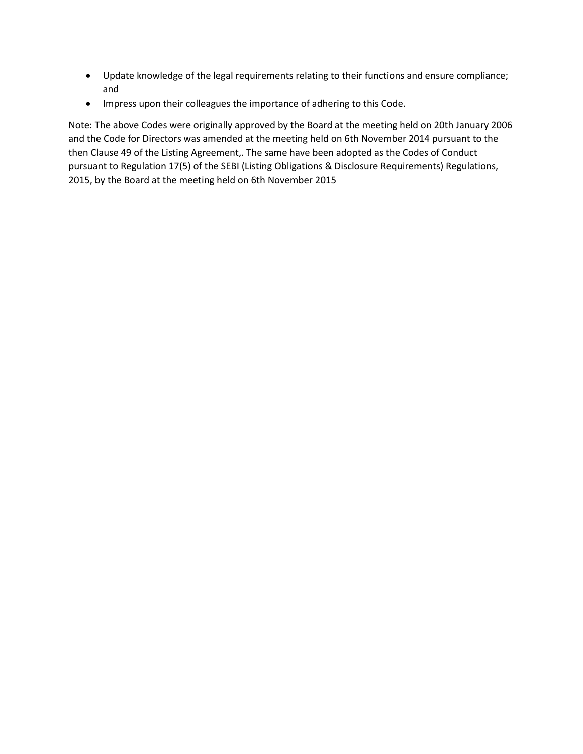- Update knowledge of the legal requirements relating to their functions and ensure compliance; and
- Impress upon their colleagues the importance of adhering to this Code.

Note: The above Codes were originally approved by the Board at the meeting held on 20th January 2006 and the Code for Directors was amended at the meeting held on 6th November 2014 pursuant to the then Clause 49 of the Listing Agreement,. The same have been adopted as the Codes of Conduct pursuant to Regulation 17(5) of the SEBI (Listing Obligations & Disclosure Requirements) Regulations, 2015, by the Board at the meeting held on 6th November 2015